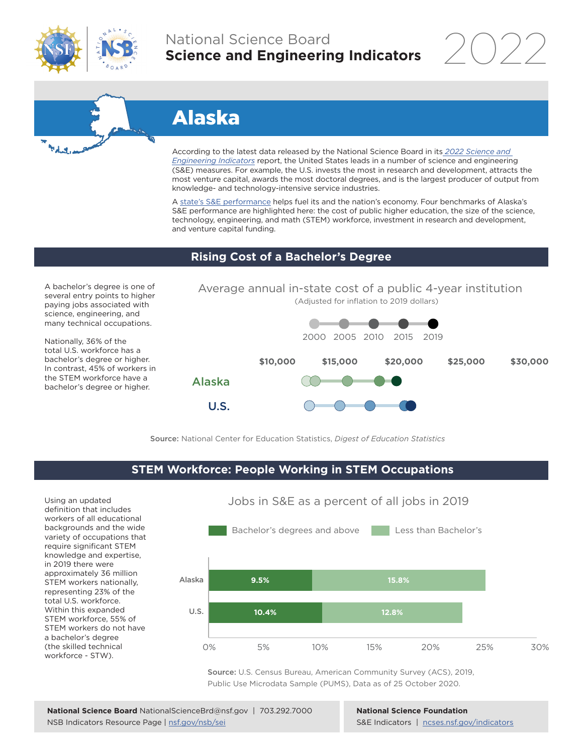# National Science Board
## Science and Engineering Indicators 2022

# Alaska

According to the latest data released by the National Science Board in its *2022 Science and Engineering Indicators* report, the United States leads in a number of science and engineering (S&E) measures. For example, the U.S. invests the most in research and development, attracts the most venture capital, awards the most doctoral degrees, and is the largest producer of output from knowledge- and technology-intensive service industries.

A state's S&E performance helps fuel its and the nation's economy. Four benchmarks of Alaska's S&E performance are highlighted here: the cost of public higher education, the size of the science, technology, engineering, and math (STEM) workforce, investment in research and development, and venture capital funding.

## Rising Cost of a Bachelor's Degree

A bachelor's degree is one of several entry points to higher paying jobs associated with science, engineering, and many technical occupations.

Nationally, 36% of the total U.S. workforce has a bachelor's degree or higher. In contrast, 45% of workers in the STEM workforce have a bachelor's degree or higher.

**Average annual in-state cost of a public 4-year institution**
(Adjusted for inflation to 2019 dollars)

Legend: 2000, 2005, 2010, 2015, 2019

Axis: $10,000 | $15,000 | $20,000 | $25,000 | $30,000

Series: Alaska, U.S.

**Source:** National Center for Education Statistics, *Digest of Education Statistics*

## STEM Workforce: People Working in STEM Occupations

Using an updated definition that includes workers of all educational backgrounds and the wide variety of occupations that require significant STEM knowledge and expertise, in 2019 there were approximately 36 million STEM workers nationally, representing 23% of the total U.S. workforce. Within this expanded STEM workforce, 55% of STEM workers do not have a bachelor's degree (the skilled technical workforce - STW).

**Jobs in S&E as a percent of all jobs in 2019**

| | Bachelor's degrees and above | Less than Bachelor's |
|---|---|---|
| Alaska | 9.5% | 15.8% |
| U.S. | 10.4% | 12.8% |

**Source:** U.S. Census Bureau, American Community Survey (ACS), 2019, Public Use Microdata Sample (PUMS), Data as of 25 October 2020.

**National Science Board** NationalScienceBrd@nsf.gov | 703.292.7000
NSB Indicators Resource Page | nsf.gov/nsb/sei

**National Science Foundation**
S&E Indicators | ncses.nsf.gov/indicators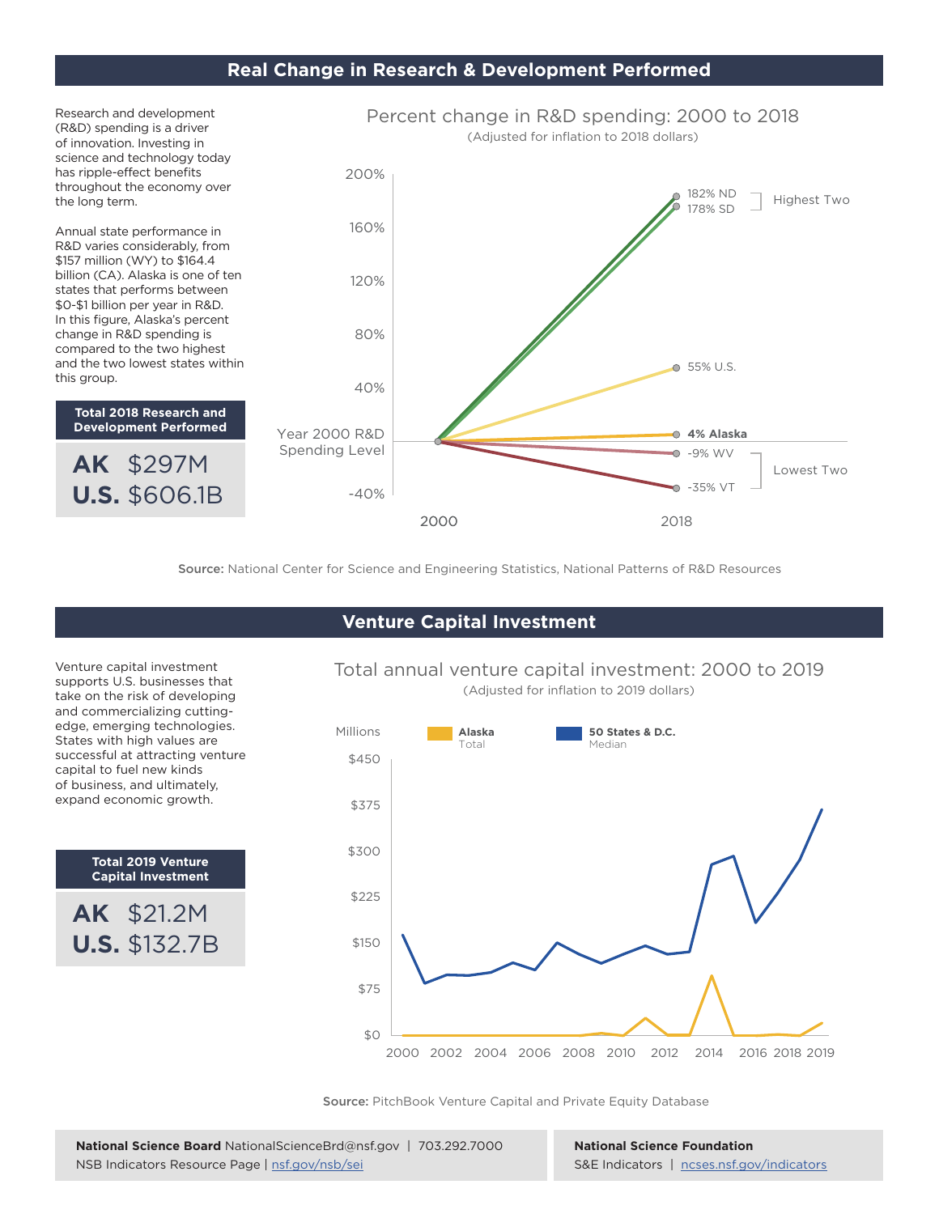## Real Change in Research & Development Performed

Research and development (R&D) spending is a driver of innovation. Investing in science and technology today has ripple-effect benefits throughout the economy over the long term.

Annual state performance in R&D varies considerably, from $157 million (WY) to $164.4 billion (CA). Alaska is one of ten states that performs between $0-$1 billion per year in R&D. In this figure, Alaska's percent change in R&D spending is compared to the two highest and the two lowest states within this group.

**Total 2018 Research and Development Performed**

**AK** $297M
**U.S.** $606.1B

Percent change in R&D spending: 2000 to 2018

(Adjusted for inflation to 2018 dollars)

200%
160%
120%
80%
40%
Year 2000 R&D Spending Level
-40%

182% ND
178% SD
Highest Two
55% U.S.
**4% Alaska**
-9% WV
-35% VT
Lowest Two

2000
2018

**Source:** National Center for Science and Engineering Statistics, National Patterns of R&D Resources

## Venture Capital Investment

Venture capital investment supports U.S. businesses that take on the risk of developing and commercializing cutting-edge, emerging technologies. States with high values are successful at attracting venture capital to fuel new kinds of business, and ultimately, expand economic growth.

**Total 2019 Venture Capital Investment**

**AK** $21.2M
**U.S.** $132.7B

Total annual venture capital investment: 2000 to 2019

(Adjusted for inflation to 2019 dollars)

Millions

**Alaska** Total

**50 States & D.C.** Median

$450
$375
$300
$225
$150
$75
$0

2000 2002 2004 2006 2008 2010 2012 2014 2016 2018 2019

**Source:** PitchBook Venture Capital and Private Equity Database

**National Science Board** NationalScienceBrd@nsf.gov | 703.292.7000
NSB Indicators Resource Page | nsf.gov/nsb/sei

**National Science Foundation**
S&E Indicators | ncses.nsf.gov/indicators